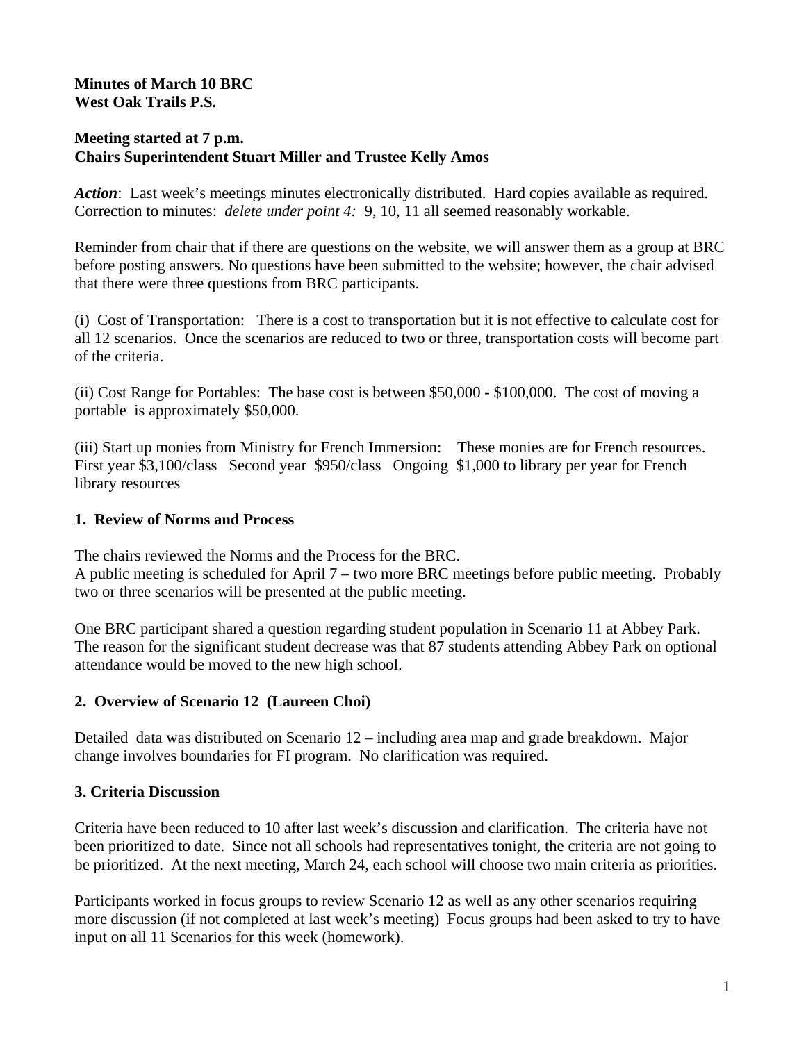**Minutes of March 10 BRC**
**West Oak Trails P.S.**

**Meeting started at 7 p.m.**
**Chairs Superintendent Stuart Miller and Trustee Kelly Amos**

***Action***: Last week's meetings minutes electronically distributed. Hard copies available as required. Correction to minutes: *delete under point 4:* 9, 10, 11 all seemed reasonably workable.

Reminder from chair that if there are questions on the website, we will answer them as a group at BRC before posting answers. No questions have been submitted to the website; however, the chair advised that there were three questions from BRC participants.

(i) Cost of Transportation: There is a cost to transportation but it is not effective to calculate cost for all 12 scenarios. Once the scenarios are reduced to two or three, transportation costs will become part of the criteria.

(ii) Cost Range for Portables: The base cost is between $50,000 - $100,000. The cost of moving a portable is approximately $50,000.

(iii) Start up monies from Ministry for French Immersion: These monies are for French resources. First year $3,100/class Second year $950/class Ongoing $1,000 to library per year for French library resources

## 1. Review of Norms and Process

The chairs reviewed the Norms and the Process for the BRC.
A public meeting is scheduled for April 7 – two more BRC meetings before public meeting. Probably two or three scenarios will be presented at the public meeting.

One BRC participant shared a question regarding student population in Scenario 11 at Abbey Park. The reason for the significant student decrease was that 87 students attending Abbey Park on optional attendance would be moved to the new high school.

## 2. Overview of Scenario 12 (Laureen Choi)

Detailed data was distributed on Scenario 12 – including area map and grade breakdown. Major change involves boundaries for FI program. No clarification was required.

## 3. Criteria Discussion

Criteria have been reduced to 10 after last week's discussion and clarification. The criteria have not been prioritized to date. Since not all schools had representatives tonight, the criteria are not going to be prioritized. At the next meeting, March 24, each school will choose two main criteria as priorities.

Participants worked in focus groups to review Scenario 12 as well as any other scenarios requiring more discussion (if not completed at last week's meeting) Focus groups had been asked to try to have input on all 11 Scenarios for this week (homework).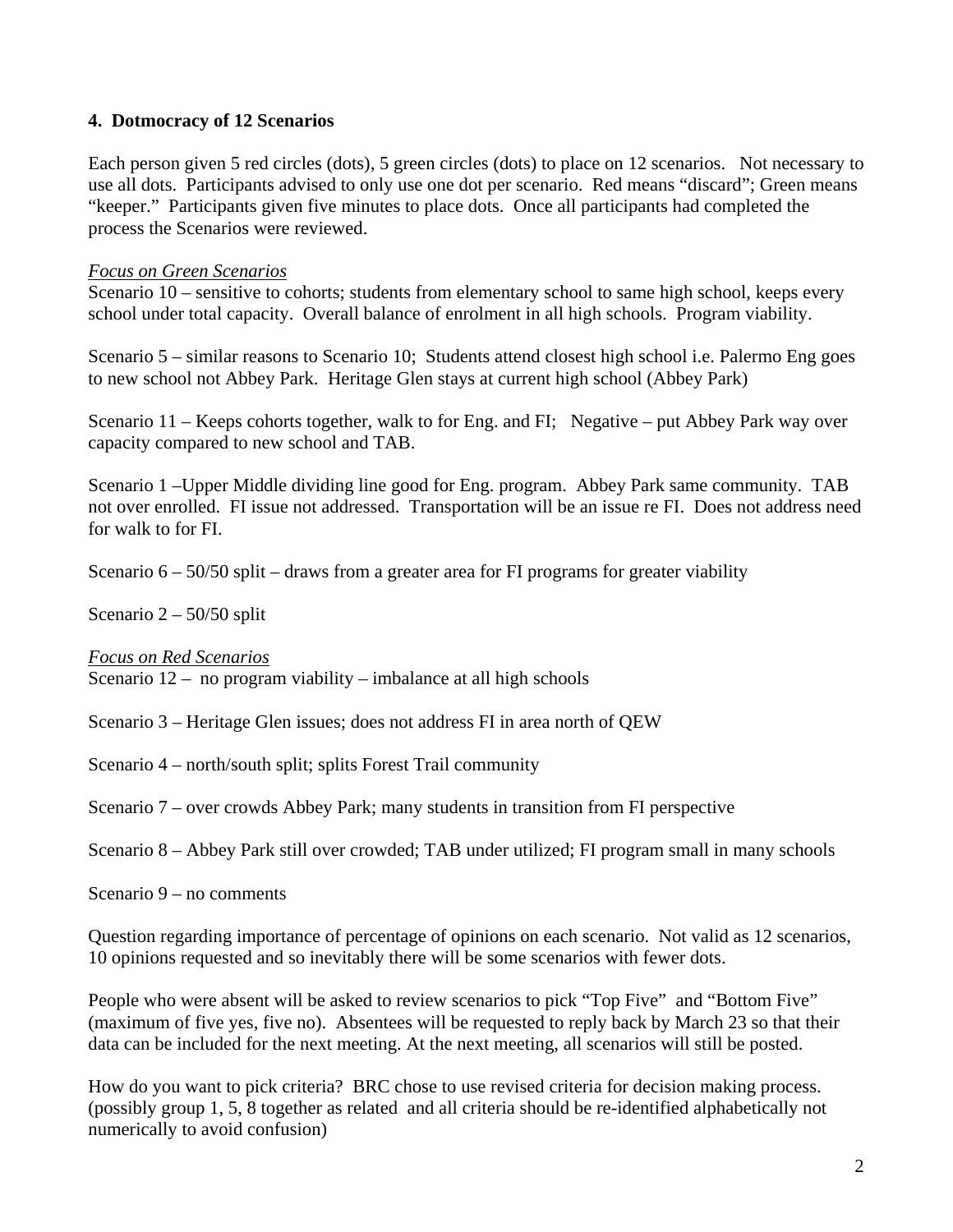### 4. Dotmocracy of 12 Scenarios

Each person given 5 red circles (dots), 5 green circles (dots) to place on 12 scenarios. Not necessary to use all dots. Participants advised to only use one dot per scenario. Red means "discard"; Green means "keeper." Participants given five minutes to place dots. Once all participants had completed the process the Scenarios were reviewed.

*Focus on Green Scenarios*

Scenario 10 – sensitive to cohorts; students from elementary school to same high school, keeps every school under total capacity. Overall balance of enrolment in all high schools. Program viability.

Scenario 5 – similar reasons to Scenario 10; Students attend closest high school i.e. Palermo Eng goes to new school not Abbey Park. Heritage Glen stays at current high school (Abbey Park)

Scenario 11 – Keeps cohorts together, walk to for Eng. and FI; Negative – put Abbey Park way over capacity compared to new school and TAB.

Scenario 1 –Upper Middle dividing line good for Eng. program. Abbey Park same community. TAB not over enrolled. FI issue not addressed. Transportation will be an issue re FI. Does not address need for walk to for FI.

Scenario 6 – 50/50 split – draws from a greater area for FI programs for greater viability

Scenario 2 – 50/50 split

*Focus on Red Scenarios*

Scenario 12 – no program viability – imbalance at all high schools

Scenario 3 – Heritage Glen issues; does not address FI in area north of QEW

Scenario 4 – north/south split; splits Forest Trail community

Scenario 7 – over crowds Abbey Park; many students in transition from FI perspective

Scenario 8 – Abbey Park still over crowded; TAB under utilized; FI program small in many schools

Scenario 9 – no comments

Question regarding importance of percentage of opinions on each scenario. Not valid as 12 scenarios, 10 opinions requested and so inevitably there will be some scenarios with fewer dots.

People who were absent will be asked to review scenarios to pick "Top Five" and "Bottom Five" (maximum of five yes, five no). Absentees will be requested to reply back by March 23 so that their data can be included for the next meeting. At the next meeting, all scenarios will still be posted.

How do you want to pick criteria? BRC chose to use revised criteria for decision making process. (possibly group 1, 5, 8 together as related and all criteria should be re-identified alphabetically not numerically to avoid confusion)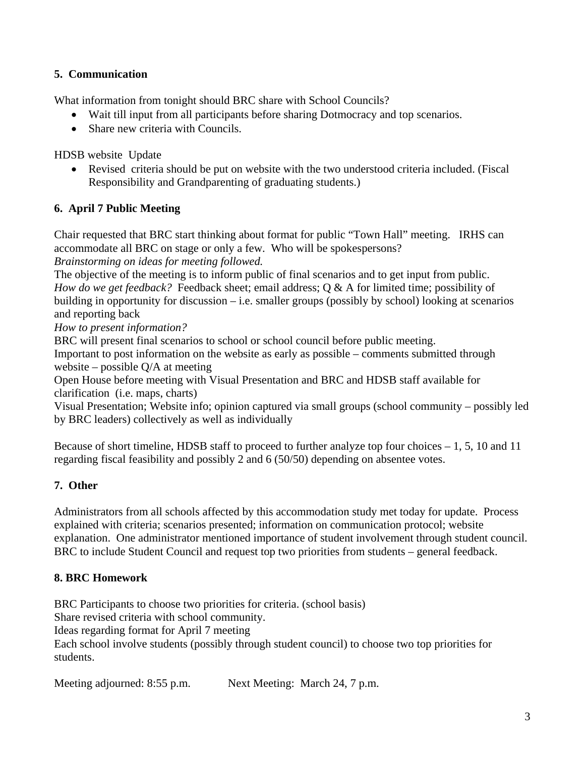**5. Communication**

What information from tonight should BRC share with School Councils?

- Wait till input from all participants before sharing Dotmocracy and top scenarios.
- Share new criteria with Councils.

HDSB website Update

- Revised criteria should be put on website with the two understood criteria included. (Fiscal Responsibility and Grandparenting of graduating students.)

**6. April 7 Public Meeting**

Chair requested that BRC start thinking about format for public "Town Hall" meeting. IRHS can accommodate all BRC on stage or only a few. Who will be spokespersons?
*Brainstorming on ideas for meeting followed.*
The objective of the meeting is to inform public of final scenarios and to get input from public.
*How do we get feedback?* Feedback sheet; email address; Q & A for limited time; possibility of building in opportunity for discussion – i.e. smaller groups (possibly by school) looking at scenarios and reporting back
*How to present information?*
BRC will present final scenarios to school or school council before public meeting.
Important to post information on the website as early as possible – comments submitted through website – possible Q/A at meeting
Open House before meeting with Visual Presentation and BRC and HDSB staff available for clarification (i.e. maps, charts)
Visual Presentation; Website info; opinion captured via small groups (school community – possibly led by BRC leaders) collectively as well as individually

Because of short timeline, HDSB staff to proceed to further analyze top four choices – 1, 5, 10 and 11 regarding fiscal feasibility and possibly 2 and 6 (50/50) depending on absentee votes.

**7. Other**

Administrators from all schools affected by this accommodation study met today for update. Process explained with criteria; scenarios presented; information on communication protocol; website explanation. One administrator mentioned importance of student involvement through student council. BRC to include Student Council and request top two priorities from students – general feedback.

**8. BRC Homework**

BRC Participants to choose two priorities for criteria. (school basis)
Share revised criteria with school community.
Ideas regarding format for April 7 meeting
Each school involve students (possibly through student council) to choose two top priorities for students.

Meeting adjourned: 8:55 p.m. Next Meeting: March 24, 7 p.m.